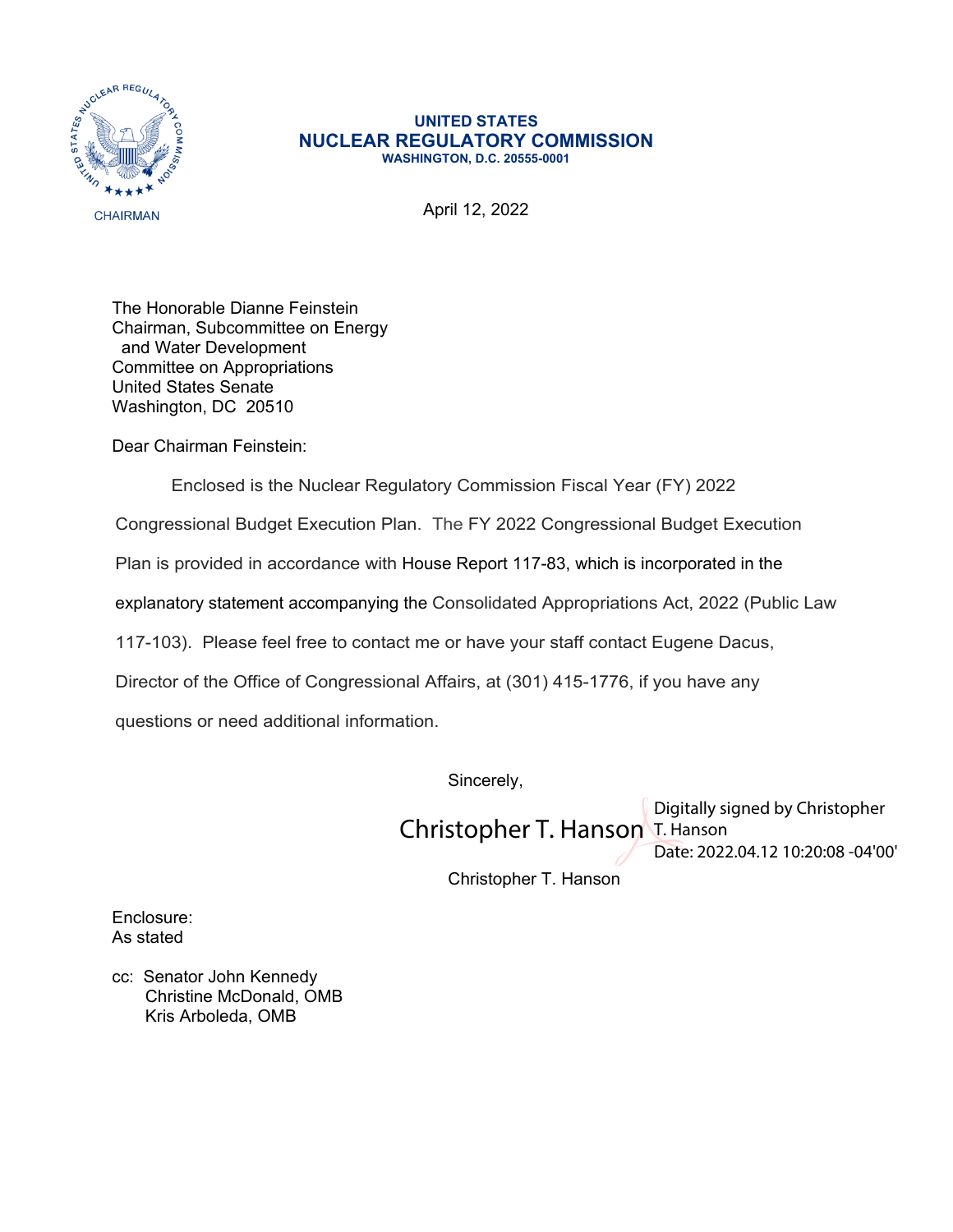**UNITED STATES**
**NUCLEAR REGULATORY COMMISSION**
**WASHINGTON, D.C. 20555-0001**

CHAIRMAN

April 12, 2022

The Honorable Dianne Feinstein
Chairman, Subcommittee on Energy
and Water Development
Committee on Appropriations
United States Senate
Washington, DC 20510

Dear Chairman Feinstein:

Enclosed is the Nuclear Regulatory Commission Fiscal Year (FY) 2022 Congressional Budget Execution Plan. The FY 2022 Congressional Budget Execution Plan is provided in accordance with House Report 117-83, which is incorporated in the explanatory statement accompanying the Consolidated Appropriations Act, 2022 (Public Law 117-103). Please feel free to contact me or have your staff contact Eugene Dacus, Director of the Office of Congressional Affairs, at (301) 415-1776, if you have any questions or need additional information.

Sincerely,

Christopher T. Hanson
Digitally signed by Christopher T. Hanson
Date: 2022.04.12 10:20:08 -04'00'

Christopher T. Hanson

Enclosure:
As stated

cc: Senator John Kennedy
Christine McDonald, OMB
Kris Arboleda, OMB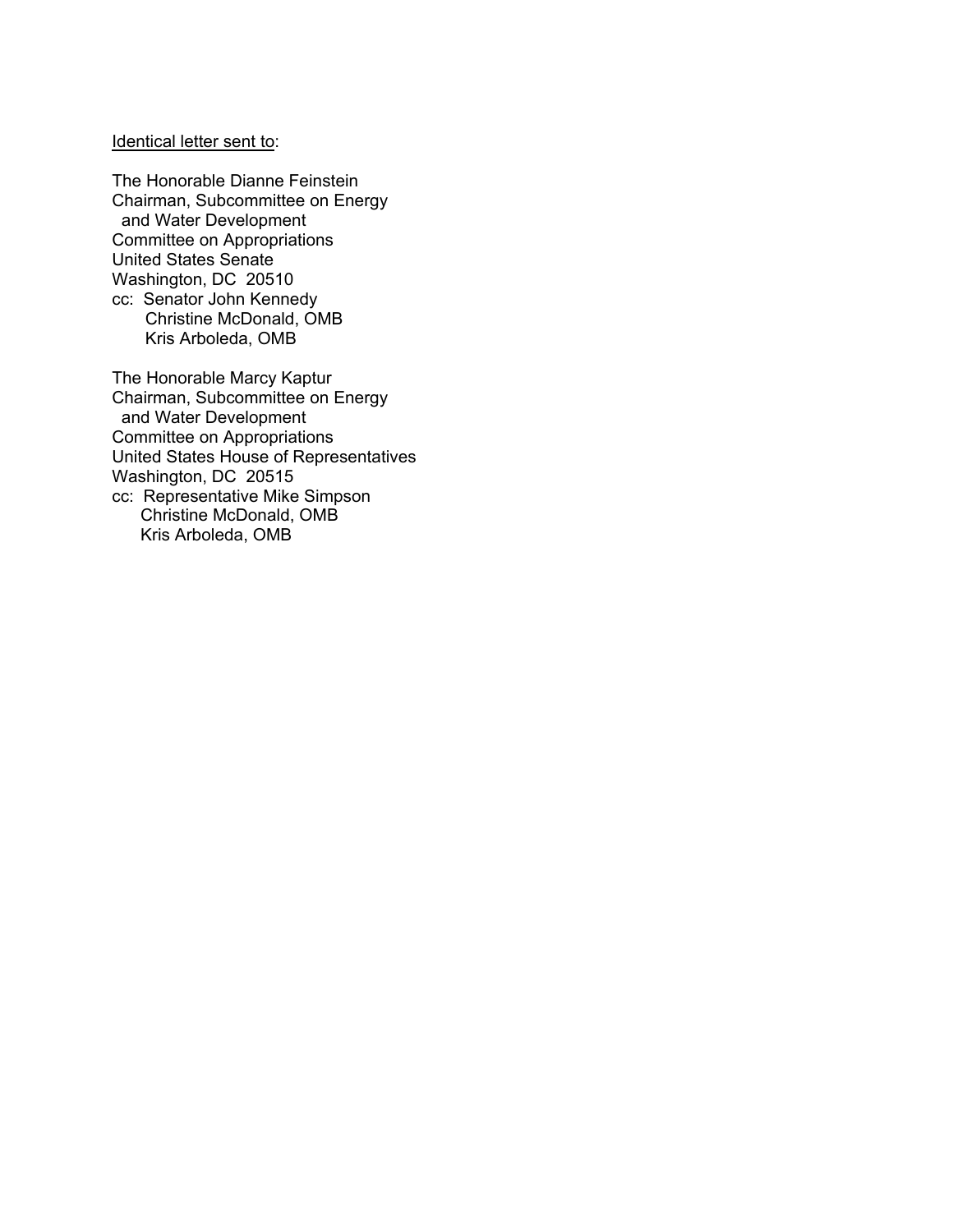<u>Identical letter sent to</u>:

The Honorable Dianne Feinstein
Chairman, Subcommittee on Energy
  and Water Development
Committee on Appropriations
United States Senate
Washington, DC  20510
cc:  Senator John Kennedy
       Christine McDonald, OMB
       Kris Arboleda, OMB

The Honorable Marcy Kaptur
Chairman, Subcommittee on Energy
  and Water Development
Committee on Appropriations
United States House of Representatives
Washington, DC  20515
cc:  Representative Mike Simpson
      Christine McDonald, OMB
      Kris Arboleda, OMB